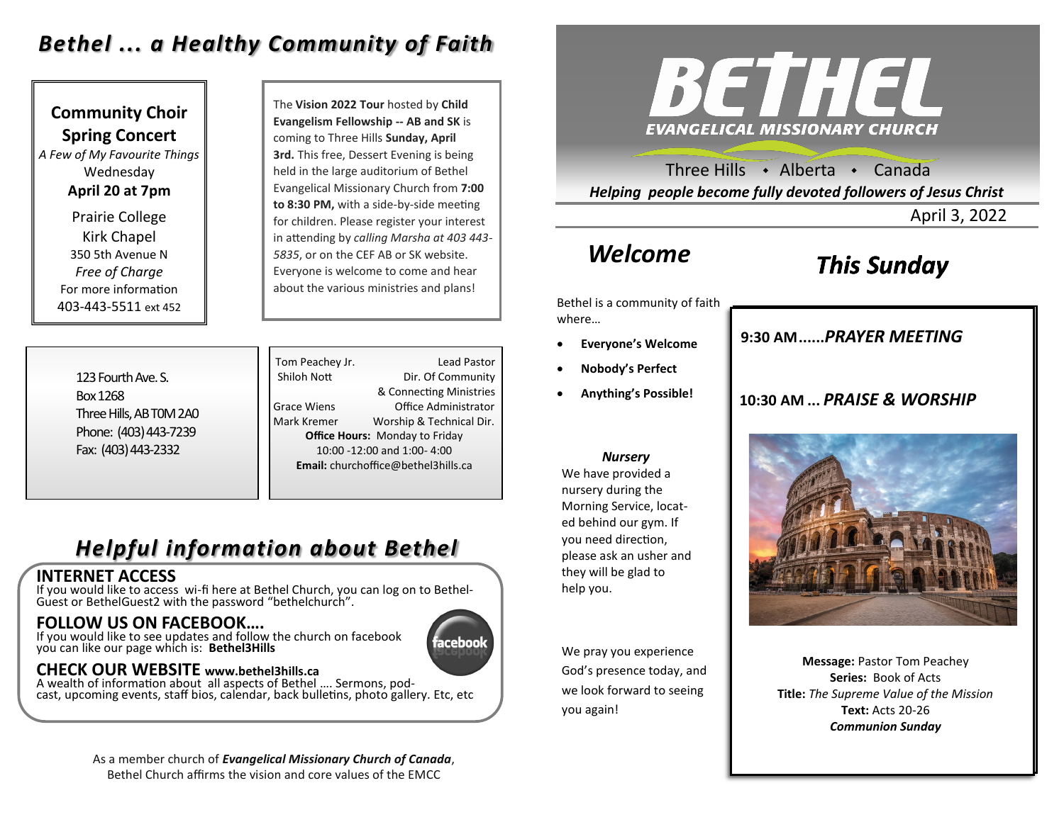# *Bethel ... a Healthy Community of Faith*

**Community Choir Spring Concert**

*A Few of My Favourite Things*

Wednesday

**April 20 at 7pm**

Prairie College
Kirk Chapel
350 5th Avenue N
*Free of Charge*
For more information
403-443-5511 ext 452

The **Vision 2022 Tour** hosted by **Child Evangelism Fellowship -- AB and SK** is coming to Three Hills **Sunday, April 3rd.** This free, Dessert Evening is being held in the large auditorium of Bethel Evangelical Missionary Church from **7:00 to 8:30 PM,** with a side-by-side meeting for children. Please register your interest in attending by *calling Marsha at 403 443-5835*, or on the CEF AB or SK website. Everyone is welcome to come and hear about the various ministries and plans!

123 Fourth Ave. S.
Box 1268
Three Hills, AB T0M 2A0
Phone: (403) 443-7239
Fax: (403) 443-2332

| | |
|---|---|
| Tom Peachey Jr. | Lead Pastor |
| Shiloh Nott | Dir. Of Community & Connecting Ministries |
| Grace Wiens | Office Administrator |
| Mark Kremer | Worship & Technical Dir. |

**Office Hours:** Monday to Friday
10:00 -12:00 and 1:00- 4:00
**Email:** churchoffice@bethel3hills.ca

## *Helpful information about Bethel*

### INTERNET ACCESS

If you would like to access wi-fi here at Bethel Church, you can log on to Bethel-Guest or BethelGuest2 with the password "bethelchurch".

### FOLLOW US ON FACEBOOK….

If you would like to see updates and follow the church on facebook you can like our page which is: **Bethel3Hills**

### CHECK OUR WEBSITE www.bethel3hills.ca

A wealth of information about all aspects of Bethel …. Sermons, podcast, upcoming events, staff bios, calendar, back bulletins, photo gallery. Etc, etc

As a member church of ***Evangelical Missionary Church of Canada***, Bethel Church affirms the vision and core values of the EMCC

# BETHEL
**EVANGELICAL MISSIONARY CHURCH**

Three Hills • Alberta • Canada

***Helping people become fully devoted followers of Jesus Christ***

April 3, 2022

## *Welcome*

Bethel is a community of faith where…

- **Everyone's Welcome**
- **Nobody's Perfect**
- **Anything's Possible!**

***Nursery***

We have provided a nursery during the Morning Service, located behind our gym. If you need direction, please ask an usher and they will be glad to help you.

We pray you experience God's presence today, and we look forward to seeing you again!

## *This Sunday*

**9:30 AM......*PRAYER MEETING***

**10:30 AM ... *PRAISE & WORSHIP***

**Message:** Pastor Tom Peachey
**Series:** Book of Acts
**Title:** *The Supreme Value of the Mission*
**Text:** Acts 20-26
***Communion Sunday***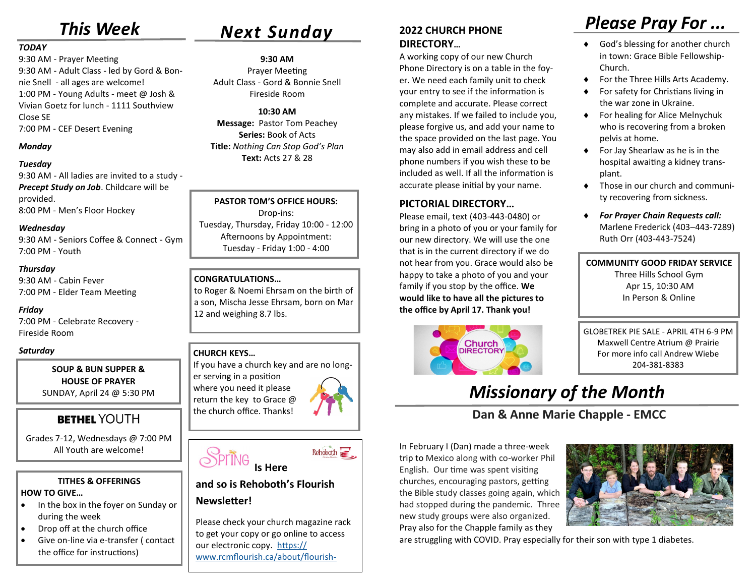# This Week

***TODAY***

9:30 AM - Prayer Meeting
9:30 AM - Adult Class - led by Gord & Bonnie Snell - all ages are welcome!
1:00 PM - Young Adults - meet @ Josh & Vivian Goetz for lunch - 1111 Southview Close SE
7:00 PM - CEF Desert Evening

***Monday***

***Tuesday***

9:30 AM - All ladies are invited to a study - ***Precept Study on Job***. Childcare will be provided.
8:00 PM - Men's Floor Hockey

***Wednesday***

9:30 AM - Seniors Coffee & Connect - Gym
7:00 PM - Youth

***Thursday***

9:30 AM - Cabin Fever
7:00 PM - Elder Team Meeting

***Friday***

7:00 PM - Celebrate Recovery - Fireside Room

***Saturday***

**SOUP & BUN SUPPER & HOUSE OF PRAYER**
SUNDAY, April 24 @ 5:30 PM

**BETHEL** YOUTH

Grades 7-12, Wednesdays @ 7:00 PM
All Youth are welcome!

**TITHES & OFFERINGS**

**HOW TO GIVE…**

- In the box in the foyer on Sunday or during the week
- Drop off at the church office
- Give on-line via e-transfer ( contact the office for instructions)

# Next Sunday

**9:30 AM**
Prayer Meeting
Adult Class - Gord & Bonnie Snell
Fireside Room

**10:30 AM**
**Message:** Pastor Tom Peachey
**Series:** Book of Acts
**Title:** *Nothing Can Stop God's Plan*
**Text:** Acts 27 & 28

**PASTOR TOM'S OFFICE HOURS:**
Drop-ins:
Tuesday, Thursday, Friday 10:00 - 12:00
Afternoons by Appointment:
Tuesday - Friday 1:00 - 4:00

**CONGRATULATIONS…**
to Roger & Noemi Ehrsam on the birth of a son, Mischa Jesse Ehrsam, born on Mar 12 and weighing 8.7 lbs.

**CHURCH KEYS…**
If you have a church key and are no longer serving in a position where you need it please return the key to Grace @ the church office. Thanks!

Spring **Is Here**

**and so is Rehoboth's Flourish Newsletter!**

Please check your church magazine rack to get your copy or go online to access our electronic copy. https://www.rcmflourish.ca/about/flourish-

## 2022 CHURCH PHONE DIRECTORY…

A working copy of our new Church Phone Directory is on a table in the foyer. We need each family unit to check your entry to see if the information is complete and accurate. Please correct any mistakes. If we failed to include you, please forgive us, and add your name to the space provided on the last page. You may also add in email address and cell phone numbers if you wish these to be included as well. If all the information is accurate please initial by your name.

## PICTORIAL DIRECTORY…

Please email, text (403-443-0480) or bring in a photo of you or your family for our new directory. We will use the one that is in the current directory if we do not hear from you. Grace would also be happy to take a photo of you and your family if you stop by the office. **We would like to have all the pictures to the office by April 17. Thank you!**

# Please Pray For ...

- God's blessing for another church in town: Grace Bible Fellowship-Church.
- For the Three Hills Arts Academy.
- For safety for Christians living in the war zone in Ukraine.
- For healing for Alice Melnychuk who is recovering from a broken pelvis at home.
- For Jay Shearlaw as he is in the hospital awaiting a kidney transplant.
- Those in our church and community recovering from sickness.
- ***For Prayer Chain Requests call:*** Marlene Frederick (403–443-7289) Ruth Orr (403-443-7524)

**COMMUNITY GOOD FRIDAY SERVICE**
Three Hills School Gym
Apr 15, 10:30 AM
In Person & Online

GLOBETREK PIE SALE - APRIL 4TH 6-9 PM
Maxwell Centre Atrium @ Prairie
For more info call Andrew Wiebe
204-381-8383

# Missionary of the Month

## Dan & Anne Marie Chapple - EMCC

In February I (Dan) made a three-week trip to Mexico along with co-worker Phil English. Our time was spent visiting churches, encouraging pastors, getting the Bible study classes going again, which had stopped during the pandemic. Three new study groups were also organized. Pray also for the Chapple family as they are struggling with COVID. Pray especially for their son with type 1 diabetes.